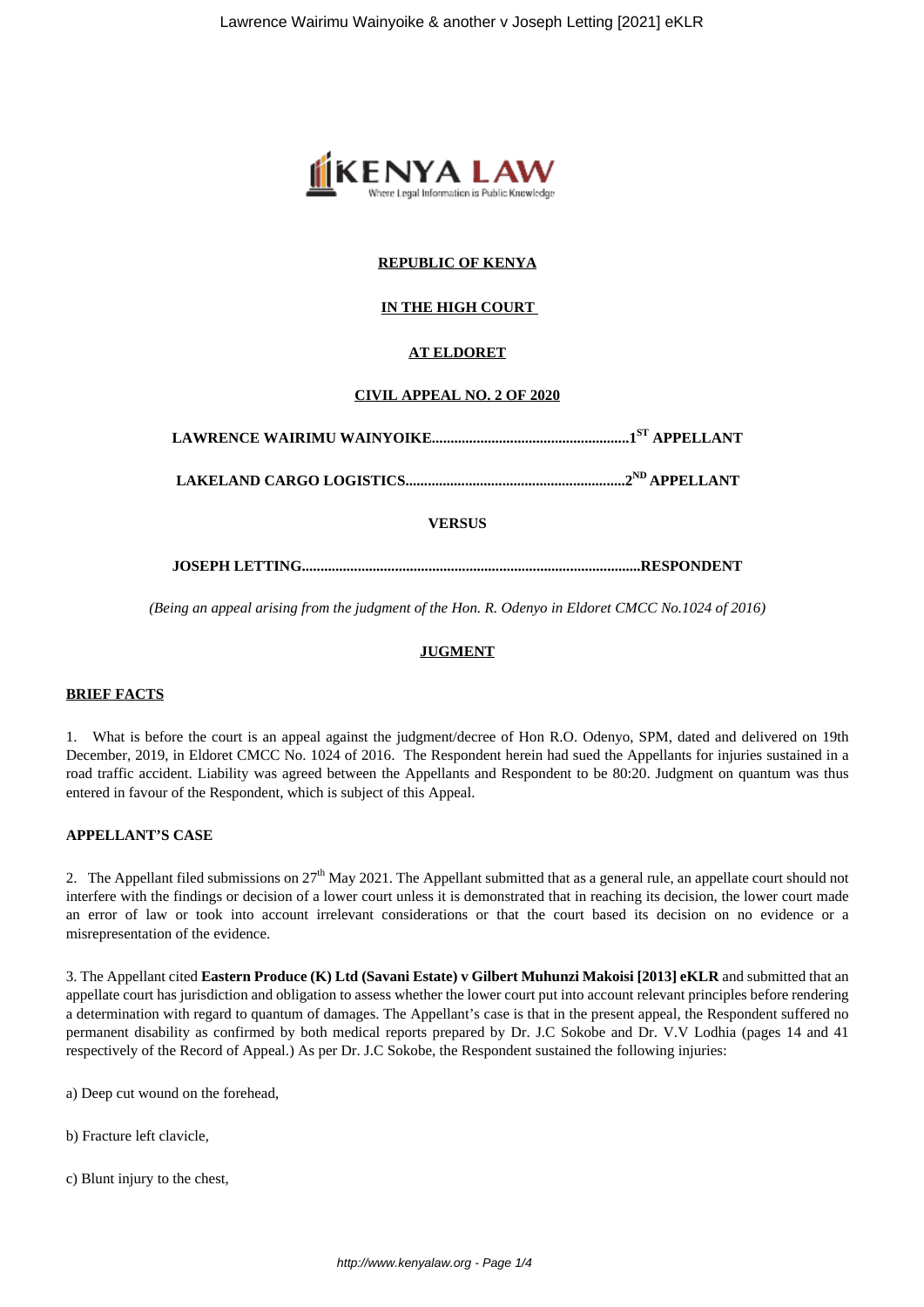**REPUBLIC OF KENYA**

**IN THE HIGH COURT**

**AT ELDORET**

**CIVIL APPEAL NO. 2 OF 2020**

**LAWRENCE WAIRIMU WAINYOIKE.....................................................1ST APPELLANT**

**LAKELAND CARGO LOGISTICS...........................................................2ND APPELLANT**

**VERSUS**

**JOSEPH LETTING...........................................................................................RESPONDENT**

*(Being an appeal arising from the judgment of the Hon. R. Odenyo in Eldoret CMCC No.1024 of 2016)*

**JUGMENT**

**BRIEF FACTS**

1. What is before the court is an appeal against the judgment/decree of Hon R.O. Odenyo, SPM, dated and delivered on 19th December, 2019, in Eldoret CMCC No. 1024 of 2016. The Respondent herein had sued the Appellants for injuries sustained in a road traffic accident. Liability was agreed between the Appellants and Respondent to be 80:20. Judgment on quantum was thus entered in favour of the Respondent, which is subject of this Appeal.

**APPELLANT'S CASE**

2. The Appellant filed submissions on 27th May 2021. The Appellant submitted that as a general rule, an appellate court should not interfere with the findings or decision of a lower court unless it is demonstrated that in reaching its decision, the lower court made an error of law or took into account irrelevant considerations or that the court based its decision on no evidence or a misrepresentation of the evidence.

3. The Appellant cited **Eastern Produce (K) Ltd (Savani Estate) v Gilbert Muhunzi Makoisi [2013] eKLR** and submitted that an appellate court has jurisdiction and obligation to assess whether the lower court put into account relevant principles before rendering a determination with regard to quantum of damages. The Appellant's case is that in the present appeal, the Respondent suffered no permanent disability as confirmed by both medical reports prepared by Dr. J.C Sokobe and Dr. V.V Lodhia (pages 14 and 41 respectively of the Record of Appeal.) As per Dr. J.C Sokobe, the Respondent sustained the following injuries:

a) Deep cut wound on the forehead,

b) Fracture left clavicle,

c) Blunt injury to the chest,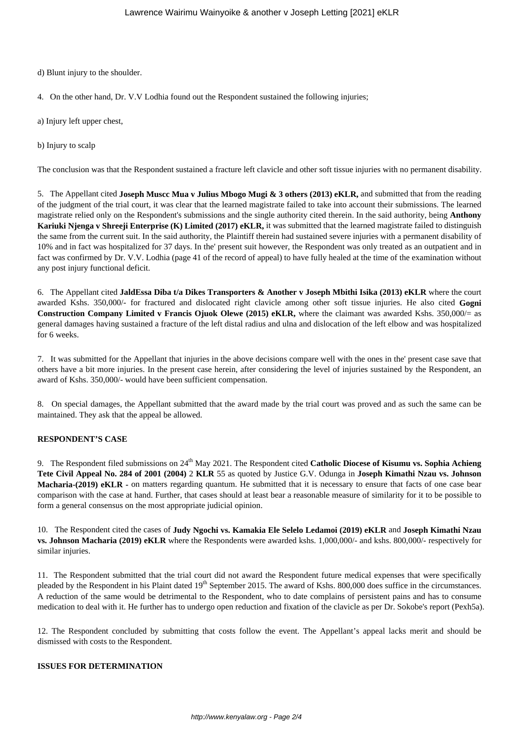d) Blunt injury to the shoulder.

4. On the other hand, Dr. V.V Lodhia found out the Respondent sustained the following injuries;

a) Injury left upper chest,

b) Injury to scalp

The conclusion was that the Respondent sustained a fracture left clavicle and other soft tissue injuries with no permanent disability.

5. The Appellant cited **Joseph Muscc Mua v Julius Mbogo Mugi & 3 others (2013) eKLR,** and submitted that from the reading of the judgment of the trial court, it was clear that the learned magistrate failed to take into account their submissions. The learned magistrate relied only on the Respondent's submissions and the single authority cited therein. In the said authority, being **Anthony Kariuki Njenga v Shreeji Enterprise (K) Limited (2017) eKLR,** it was submitted that the learned magistrate failed to distinguish the same from the current suit. In the said authority, the Plaintiff therein had sustained severe injuries with a permanent disability of 10% and in fact was hospitalized for 37 days. In the' present suit however, the Respondent was only treated as an outpatient and in fact was confirmed by Dr. V.V. Lodhia (page 41 of the record of appeal) to have fully healed at the time of the examination without any post injury functional deficit.

6. The Appellant cited **JaldEssa Diba t/a Dikes Transporters & Another v Joseph Mbithi Isika (2013) eKLR** where the court awarded Kshs. 350,000/- for fractured and dislocated right clavicle among other soft tissue injuries. He also cited **Gogni Construction Company Limited v Francis Ojuok Olewe (2015) eKLR,** where the claimant was awarded Kshs. 350,000/= as general damages having sustained a fracture of the left distal radius and ulna and dislocation of the left elbow and was hospitalized for 6 weeks.

7. It was submitted for the Appellant that injuries in the above decisions compare well with the ones in the' present case save that others have a bit more injuries. In the present case herein, after considering the level of injuries sustained by the Respondent, an award of Kshs. 350,000/- would have been sufficient compensation.

8. On special damages, the Appellant submitted that the award made by the trial court was proved and as such the same can be maintained. They ask that the appeal be allowed.

**RESPONDENT'S CASE**

9. The Respondent filed submissions on 24th May 2021. The Respondent cited **Catholic Diocese of Kisumu vs. Sophia Achieng Tete Civil Appeal No. 284 of 2001 (2004)** 2 **KLR** 55 as quoted by Justice G.V. Odunga in **Joseph Kimathi Nzau vs. Johnson Macharia-(2019) eKLR -** on matters regarding quantum. He submitted that it is necessary to ensure that facts of one case bear comparison with the case at hand. Further, that cases should at least bear a reasonable measure of similarity for it to be possible to form a general consensus on the most appropriate judicial opinion.

10. The Respondent cited the cases of **Judy Ngochi vs. Kamakia Ele Selelo Ledamoi (2019) eKLR** and **Joseph Kimathi Nzau vs. Johnson Macharia (2019) eKLR** where the Respondents were awarded kshs. 1,000,000/- and kshs. 800,000/- respectively for similar injuries.

11. The Respondent submitted that the trial court did not award the Respondent future medical expenses that were specifically pleaded by the Respondent in his Plaint dated 19th September 2015. The award of Kshs. 800,000 does suffice in the circumstances. A reduction of the same would be detrimental to the Respondent, who to date complains of persistent pains and has to consume medication to deal with it. He further has to undergo open reduction and fixation of the clavicle as per Dr. Sokobe's report (Pexh5a).

12. The Respondent concluded by submitting that costs follow the event. The Appellant's appeal lacks merit and should be dismissed with costs to the Respondent.

**ISSUES FOR DETERMINATION**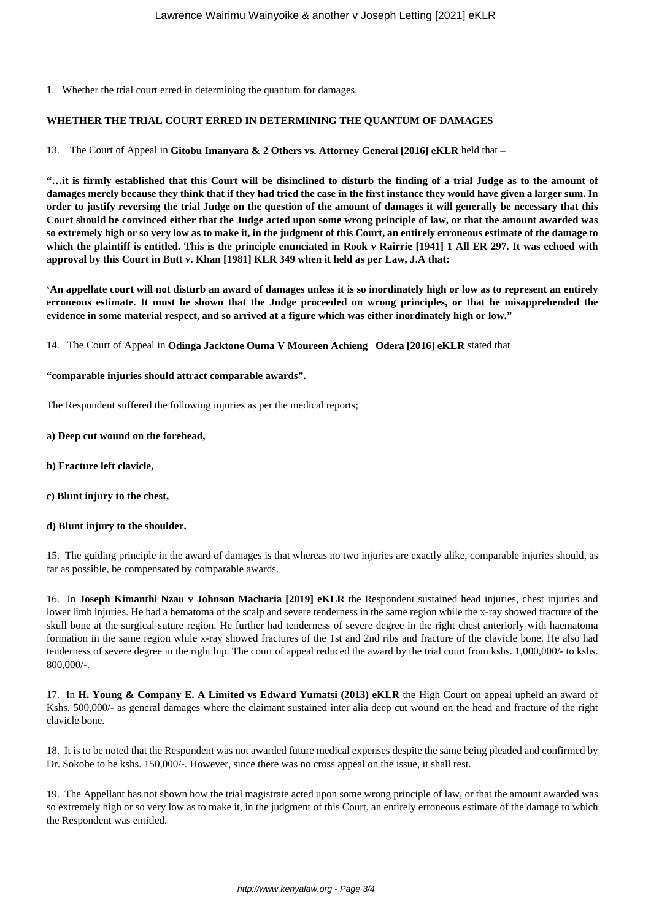1. Whether the trial court erred in determining the quantum for damages.

**WHETHER THE TRIAL COURT ERRED IN DETERMINING THE QUANTUM OF DAMAGES**

13. The Court of Appeal in **Gitobu Imanyara & 2 Others vs. Attorney General [2016] eKLR** held that –

**"…it is firmly established that this Court will be disinclined to disturb the finding of a trial Judge as to the amount of damages merely because they think that if they had tried the case in the first instance they would have given a larger sum. In order to justify reversing the trial Judge on the question of the amount of damages it will generally be necessary that this Court should be convinced either that the Judge acted upon some wrong principle of law, or that the amount awarded was so extremely high or so very low as to make it, in the judgment of this Court, an entirely erroneous estimate of the damage to which the plaintiff is entitled. This is the principle enunciated in Rook v Rairrie [1941] 1 All ER 297. It was echoed with approval by this Court in Butt v. Khan [1981] KLR 349 when it held as per Law, J.A that:**

**'An appellate court will not disturb an award of damages unless it is so inordinately high or low as to represent an entirely erroneous estimate. It must be shown that the Judge proceeded on wrong principles, or that he misapprehended the evidence in some material respect, and so arrived at a figure which was either inordinately high or low."**

14. The Court of Appeal in **Odinga Jacktone Ouma V Moureen Achieng Odera [2016] eKLR** stated that

**"comparable injuries should attract comparable awards".**

The Respondent suffered the following injuries as per the medical reports;

**a) Deep cut wound on the forehead,**

**b) Fracture left clavicle,**

**c) Blunt injury to the chest,**

**d) Blunt injury to the shoulder.**

15. The guiding principle in the award of damages is that whereas no two injuries are exactly alike, comparable injuries should, as far as possible, be compensated by comparable awards.

16. In **Joseph Kimanthi Nzau v Johnson Macharia [2019] eKLR** the Respondent sustained head injuries, chest injuries and lower limb injuries. He had a hematoma of the scalp and severe tenderness in the same region while the x-ray showed fracture of the skull bone at the surgical suture region. He further had tenderness of severe degree in the right chest anteriorly with haematoma formation in the same region while x-ray showed fractures of the 1st and 2nd ribs and fracture of the clavicle bone. He also had tenderness of severe degree in the right hip. The court of appeal reduced the award by the trial court from kshs. 1,000,000/- to kshs. 800,000/-.

17. In **H. Young & Company E. A Limited vs Edward Yumatsi (2013) eKLR** the High Court on appeal upheld an award of Kshs. 500,000/- as general damages where the claimant sustained inter alia deep cut wound on the head and fracture of the right clavicle bone.

18. It is to be noted that the Respondent was not awarded future medical expenses despite the same being pleaded and confirmed by Dr. Sokobe to be kshs. 150,000/-. However, since there was no cross appeal on the issue, it shall rest.

19. The Appellant has not shown how the trial magistrate acted upon some wrong principle of law, or that the amount awarded was so extremely high or so very low as to make it, in the judgment of this Court, an entirely erroneous estimate of the damage to which the Respondent was entitled.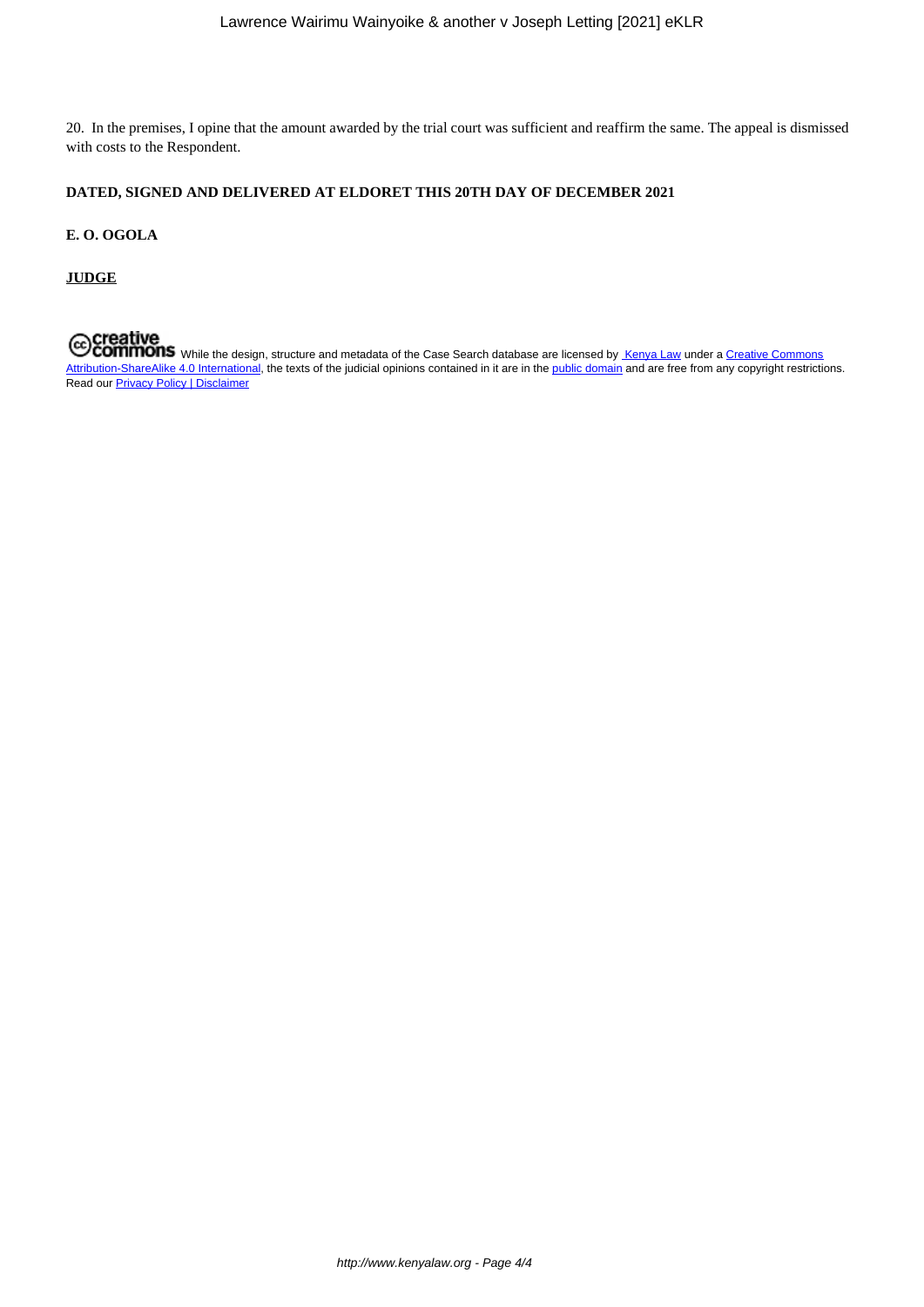20. In the premises, I opine that the amount awarded by the trial court was sufficient and reaffirm the same. The appeal is dismissed with costs to the Respondent.

**DATED, SIGNED AND DELIVERED AT ELDORET THIS 20TH DAY OF DECEMBER 2021**

**E. O. OGOLA**

**JUDGE**

While the design, structure and metadata of the Case Search database are licensed by Kenya Law under a Creative Commons Attribution-ShareAlike 4.0 International, the texts of the judicial opinions contained in it are in the public domain and are free from any copyright restrictions. Read our Privacy Policy | Disclaimer